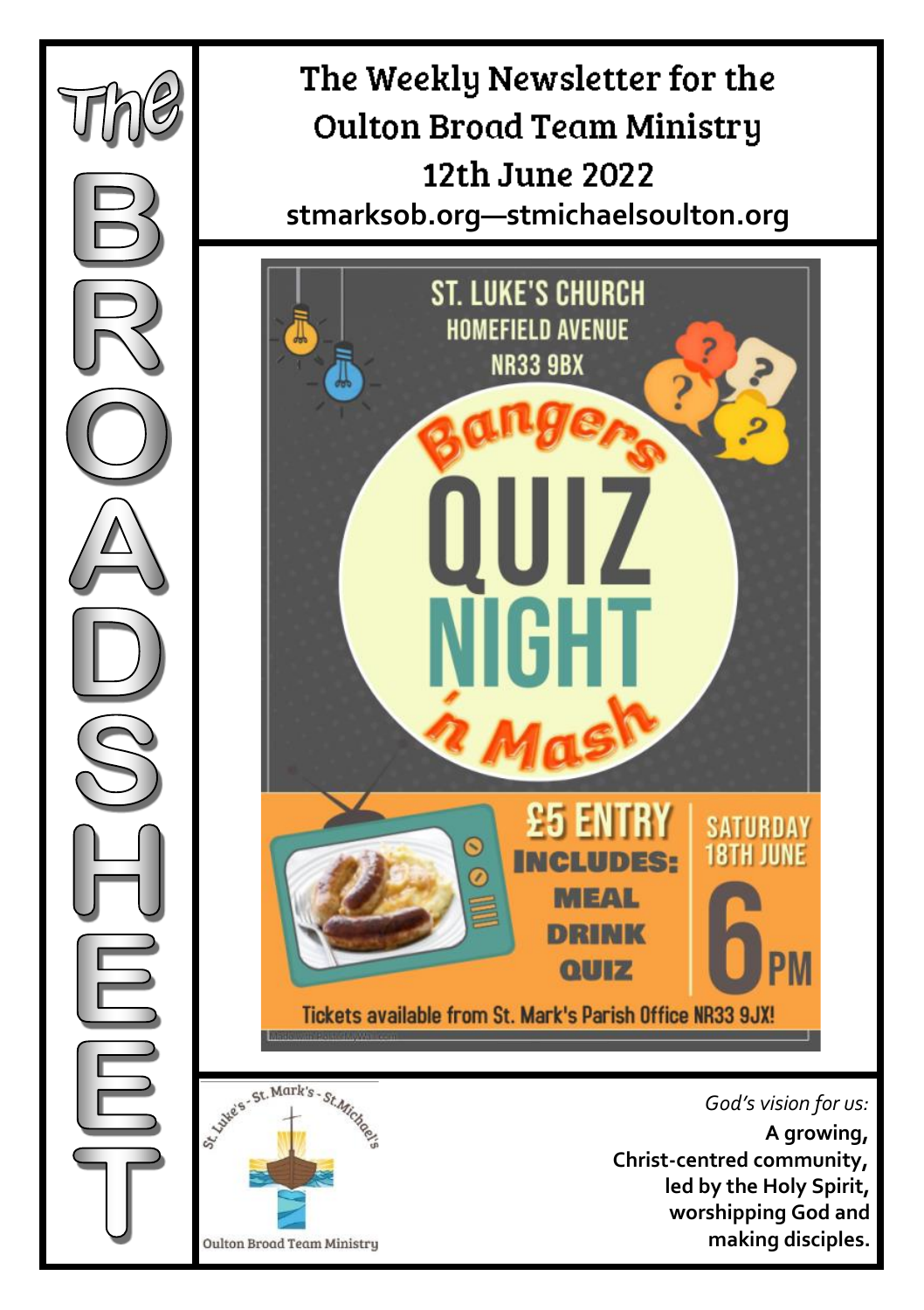# The BROADSHEET

## The Weekly Newsletter for the Oulton Broad Team Ministry

### 12th June 2022

**stmarksob.org—stmichaelsoulton.org**

ST. LUKE'S CHURCH
HOMEFIELD AVENUE
NR33 9BX

# Bangers QUIZ NIGHT 'n Mash

**£5 ENTRY INCLUDES:**
MEAL
DRINK
QUIZ

**SATURDAY 18TH JUNE**
**6PM**

Tickets available from St. Mark's Parish Office NR33 9JX!

St. Luke's - St. Mark's - St. Michael's
Oulton Broad Team Ministry

*God's vision for us:*
**A growing, Christ-centred community, led by the Holy Spirit, worshipping God and making disciples.**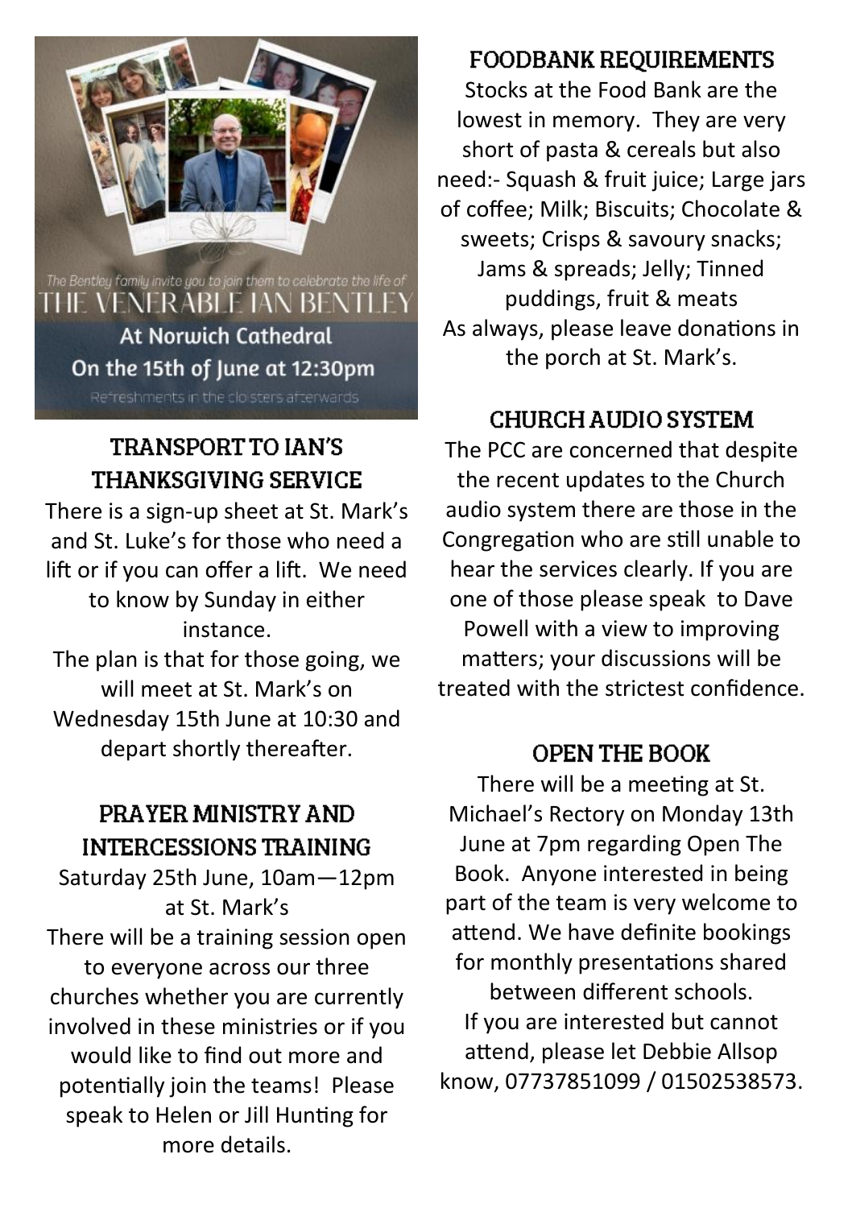The Bentley family invite you to join them to celebrate the life of

THE VENERABLE IAN BENTLEY

At Norwich Cathedral

On the 15th of June at 12:30pm

Refreshments in the cloisters afterwards

## TRANSPORT TO IAN'S THANKSGIVING SERVICE

There is a sign-up sheet at St. Mark's and St. Luke's for those who need a lift or if you can offer a lift. We need to know by Sunday in either instance.

The plan is that for those going, we will meet at St. Mark's on Wednesday 15th June at 10:30 and depart shortly thereafter.

## PRAYER MINISTRY AND INTERCESSIONS TRAINING

Saturday 25th June, 10am—12pm at St. Mark's

There will be a training session open to everyone across our three churches whether you are currently involved in these ministries or if you would like to find out more and potentially join the teams! Please speak to Helen or Jill Hunting for more details.

## FOODBANK REQUIREMENTS

Stocks at the Food Bank are the lowest in memory. They are very short of pasta & cereals but also need:- Squash & fruit juice; Large jars of coffee; Milk; Biscuits; Chocolate & sweets; Crisps & savoury snacks; Jams & spreads; Jelly; Tinned puddings, fruit & meats

As always, please leave donations in the porch at St. Mark's.

## CHURCH AUDIO SYSTEM

The PCC are concerned that despite the recent updates to the Church audio system there are those in the Congregation who are still unable to hear the services clearly. If you are one of those please speak to Dave Powell with a view to improving matters; your discussions will be treated with the strictest confidence.

## OPEN THE BOOK

There will be a meeting at St. Michael's Rectory on Monday 13th June at 7pm regarding Open The Book. Anyone interested in being part of the team is very welcome to attend. We have definite bookings for monthly presentations shared between different schools.

If you are interested but cannot attend, please let Debbie Allsop know, 07737851099 / 01502538573.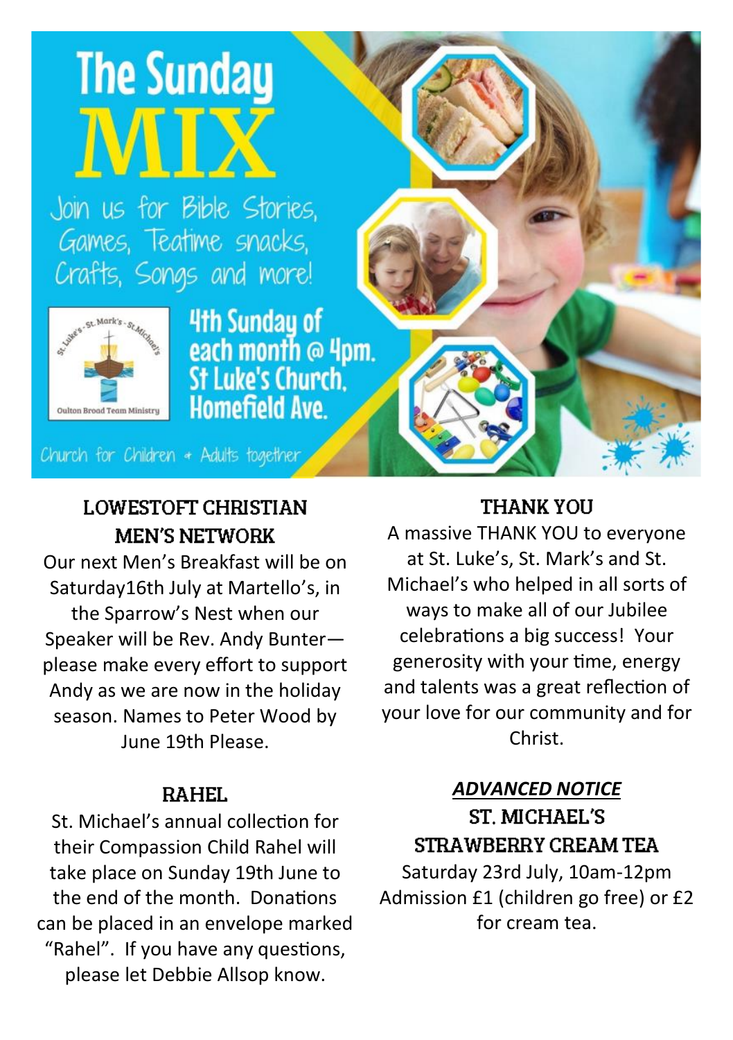# The Sunday MIX

Join us for Bible Stories, Games, Teatime snacks, Crafts, Songs and more!

St. Luke's · St. Mark's · St. Michael's

Oulton Broad Team Ministry

4th Sunday of each month @ 4pm. St Luke's Church, Homefield Ave.

Church for Children + Adults together

## LOWESTOFT CHRISTIAN MEN'S NETWORK

Our next Men's Breakfast will be on Saturday16th July at Martello's, in the Sparrow's Nest when our Speaker will be Rev. Andy Bunter—please make every effort to support Andy as we are now in the holiday season. Names to Peter Wood by June 19th Please.

## RAHEL

St. Michael's annual collection for their Compassion Child Rahel will take place on Sunday 19th June to the end of the month. Donations can be placed in an envelope marked "Rahel". If you have any questions, please let Debbie Allsop know.

## THANK YOU

A massive THANK YOU to everyone at St. Luke's, St. Mark's and St. Michael's who helped in all sorts of ways to make all of our Jubilee celebrations a big success! Your generosity with your time, energy and talents was a great reflection of your love for our community and for Christ.

***ADVANCED NOTICE***

## ST. MICHAEL'S STRAWBERRY CREAM TEA

Saturday 23rd July, 10am-12pm
Admission £1 (children go free) or £2 for cream tea.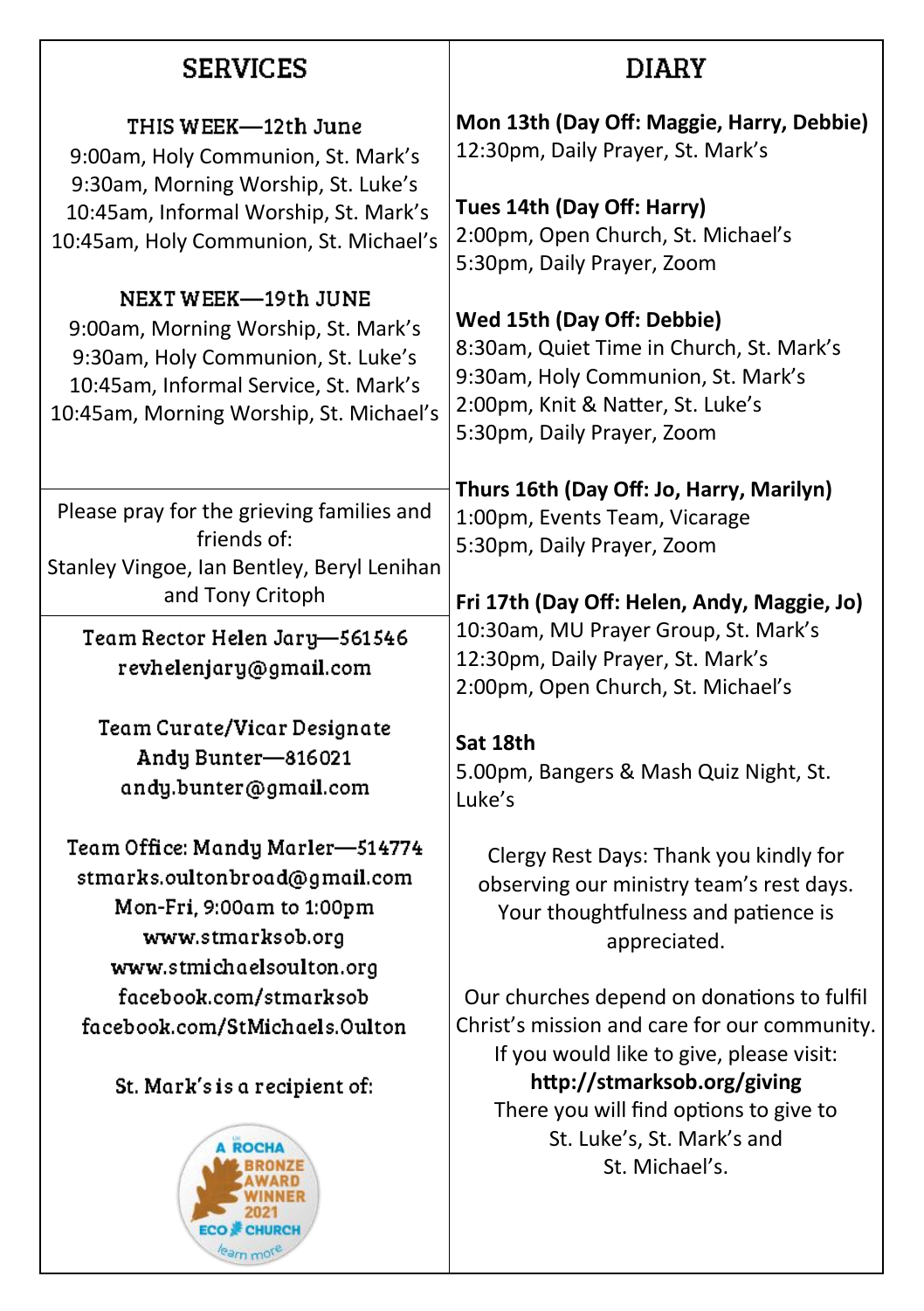## SERVICES

THIS WEEK—12th June

9:00am, Holy Communion, St. Mark's
9:30am, Morning Worship, St. Luke's
10:45am, Informal Worship, St. Mark's
10:45am, Holy Communion, St. Michael's

NEXT WEEK—19th JUNE

9:00am, Morning Worship, St. Mark's
9:30am, Holy Communion, St. Luke's
10:45am, Informal Service, St. Mark's
10:45am, Morning Worship, St. Michael's

Please pray for the grieving families and friends of:
Stanley Vingoe, Ian Bentley, Beryl Lenihan and Tony Critoph

Team Rector Helen Jary—561546
revhelenjary@gmail.com

Team Curate/Vicar Designate
Andy Bunter—816021
andy.bunter@gmail.com

Team Office: Mandy Marler—514774
stmarks.oultonbroad@gmail.com
Mon-Fri, 9:00am to 1:00pm
www.stmarksob.org
www.stmichaelsoulton.org
facebook.com/stmarksob
facebook.com/StMichaels.Oulton

St. Mark's is a recipient of:

A ROCHA BRONZE AWARD WINNER 2021 ECO CHURCH

## DIARY

**Mon 13th (Day Off: Maggie, Harry, Debbie)**
12:30pm, Daily Prayer, St. Mark's

**Tues 14th (Day Off: Harry)**
2:00pm, Open Church, St. Michael's
5:30pm, Daily Prayer, Zoom

**Wed 15th (Day Off: Debbie)**
8:30am, Quiet Time in Church, St. Mark's
9:30am, Holy Communion, St. Mark's
2:00pm, Knit & Natter, St. Luke's
5:30pm, Daily Prayer, Zoom

**Thurs 16th (Day Off: Jo, Harry, Marilyn)**
1:00pm, Events Team, Vicarage
5:30pm, Daily Prayer, Zoom

**Fri 17th (Day Off: Helen, Andy, Maggie, Jo)**
10:30am, MU Prayer Group, St. Mark's
12:30pm, Daily Prayer, St. Mark's
2:00pm, Open Church, St. Michael's

**Sat 18th**
5.00pm, Bangers & Mash Quiz Night, St. Luke's

Clergy Rest Days: Thank you kindly for observing our ministry team's rest days. Your thoughtfulness and patience is appreciated.

Our churches depend on donations to fulfil Christ's mission and care for our community. If you would like to give, please visit:
**http://stmarksob.org/giving**
There you will find options to give to St. Luke's, St. Mark's and St. Michael's.